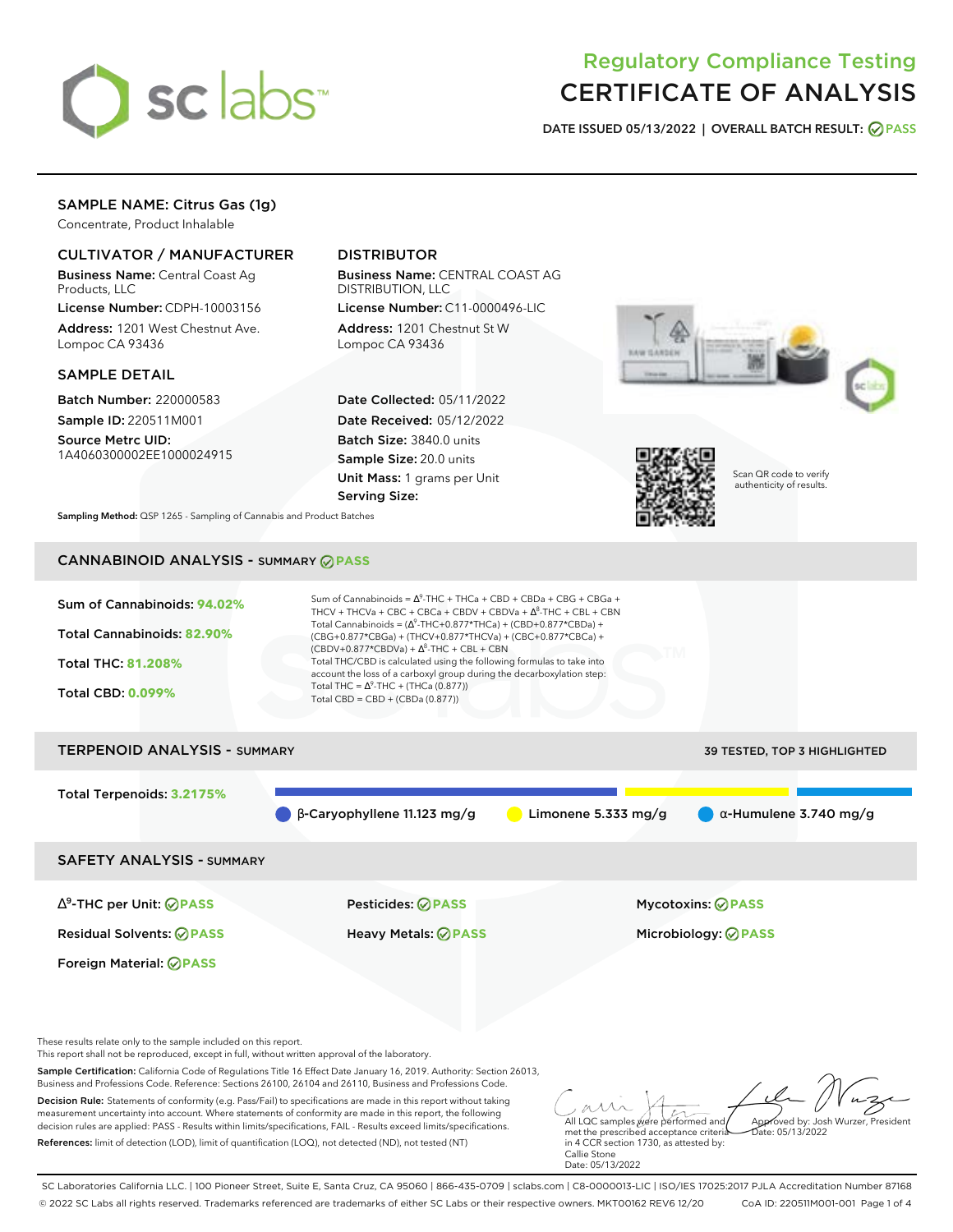# Regulatory Compliance Testing
# CERTIFICATE OF ANALYSIS

**DATE ISSUED 05/13/2022 | OVERALL BATCH RESULT: PASS**

## SAMPLE NAME: Citrus Gas (1g)

Concentrate, Product Inhalable

### CULTIVATOR / MANUFACTURER

**Business Name:** Central Coast Ag Products, LLC

**License Number:** CDPH-10003156

**Address:** 1201 West Chestnut Ave. Lompoc CA 93436

### DISTRIBUTOR

**Business Name:** CENTRAL COAST AG DISTRIBUTION, LLC

**License Number:** C11-0000496-LIC

**Address:** 1201 Chestnut St W Lompoc CA 93436

### SAMPLE DETAIL

**Batch Number:** 220000583

**Sample ID:** 220511M001

**Source Metrc UID:** 1A4060300002EE1000024915

**Date Collected:** 05/11/2022

**Date Received:** 05/12/2022

**Batch Size:** 3840.0 units

**Sample Size:** 20.0 units

**Unit Mass:** 1 grams per Unit

**Serving Size:**

Scan QR code to verify authenticity of results.

**Sampling Method:** QSP 1265 - Sampling of Cannabis and Product Batches

## CANNABINOID ANALYSIS - SUMMARY PASS

**Sum of Cannabinoids: 94.02%**

**Total Cannabinoids: 82.90%**

**Total THC: 81.208%**

**Total CBD: 0.099%**

Sum of Cannabinoids = $\Delta^9$-THC + THCa + CBD + CBDa + CBG + CBGa + THCV + THCVa + CBC + CBCa + CBDV + CBDVa + $\Delta^8$-THC + CBL + CBN

Total Cannabinoids = ($\Delta^9$-THC+0.877*THCa) + (CBD+0.877*CBDa) + (CBG+0.877*CBGa) + (THCV+0.877*THCVa) + (CBC+0.877*CBCa) + (CBDV+0.877*CBDVa) + $\Delta^8$-THC + CBL + CBN

Total THC/CBD is calculated using the following formulas to take into account the loss of a carboxyl group during the decarboxylation step:

Total THC = $\Delta^9$-THC + (THCa (0.877))

Total CBD = CBD + (CBDa (0.877))

## TERPENOID ANALYSIS - SUMMARY

39 TESTED, TOP 3 HIGHLIGHTED

**Total Terpenoids: 3.2175%**

β-Caryophyllene 11.123 mg/g | Limonene 5.333 mg/g | α-Humulene 3.740 mg/g

## SAFETY ANALYSIS - SUMMARY

| | | |
|---|---|---|
| $\Delta^9$-THC per Unit: PASS | Pesticides: PASS | Mycotoxins: PASS |
| Residual Solvents: PASS | Heavy Metals: PASS | Microbiology: PASS |
| Foreign Material: PASS | | |

These results relate only to the sample included on this report.
This report shall not be reproduced, except in full, without written approval of the laboratory.

**Sample Certification:** California Code of Regulations Title 16 Effect Date January 16, 2019. Authority: Section 26013, Business and Professions Code. Reference: Sections 26100, 26104 and 26110, Business and Professions Code.

**Decision Rule:** Statements of conformity (e.g. Pass/Fail) to specifications are made in this report without taking measurement uncertainty into account. Where statements of conformity are made in this report, the following decision rules are applied: PASS - Results within limits/specifications, FAIL - Results exceed limits/specifications.

**References:** limit of detection (LOD), limit of quantification (LOQ), not detected (ND), not tested (NT)

All LQC samples were performed and met the prescribed acceptance criteria in 4 CCR section 1730, as attested by: Callie Stone
Date: 05/13/2022

Approved by: Josh Wurzer, President
Date: 05/13/2022

SC Laboratories California LLC. | 100 Pioneer Street, Suite E, Santa Cruz, CA 95060 | 866-435-0709 | sclabs.com | C8-0000013-LIC | ISO/IES 17025:2017 PJLA Accreditation Number 87168
© 2022 SC Labs all rights reserved. Trademarks referenced are trademarks of either SC Labs or their respective owners. MKT00162 REV6 12/20 CoA ID: 220511M001-001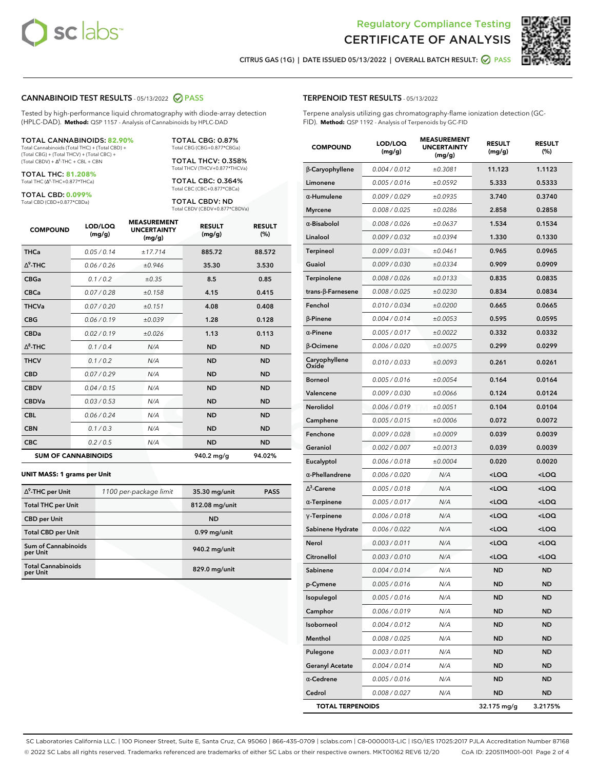# Regulatory Compliance Testing
# CERTIFICATE OF ANALYSIS

CITRUS GAS (1G) | DATE ISSUED 05/13/2022 | OVERALL BATCH RESULT: PASS

## CANNABINOID TEST RESULTS - 05/13/2022 PASS

Tested by high-performance liquid chromatography with diode-array detection (HPLC-DAD). **Method:** QSP 1157 - Analysis of Cannabinoids by HPLC-DAD

**TOTAL CANNABINOIDS: 82.90%**
Total Cannabinoids (Total THC) + (Total CBD) + (Total CBG) + (Total THCV) + (Total CBC) + (Total CBDV) + Δ8-THC + CBL + CBN

**TOTAL THC: 81.208%**
Total THC (Δ9-THC+0.877*THCa)

**TOTAL CBD: 0.099%**
Total CBD (CBD+0.877*CBDa)

**TOTAL CBG: 0.87%**
Total CBG (CBG+0.877*CBGa)

**TOTAL THCV: 0.358%**
Total THCV (THCV+0.877*THCVa)

**TOTAL CBC: 0.364%**
Total CBC (CBC+0.877*CBCa)

**TOTAL CBDV: ND**
Total CBDV (CBDV+0.877*CBDVa)

| COMPOUND | LOD/LOQ (mg/g) | MEASUREMENT UNCERTAINTY (mg/g) | RESULT (mg/g) | RESULT (%) |
|---|---|---|---|---|
| THCa | 0.05 / 0.14 | ±17.714 | 885.72 | 88.572 |
| Δ9-THC | 0.06 / 0.26 | ±0.946 | 35.30 | 3.530 |
| CBGa | 0.1 / 0.2 | ±0.35 | 8.5 | 0.85 |
| CBCa | 0.07 / 0.28 | ±0.158 | 4.15 | 0.415 |
| THCVa | 0.07 / 0.20 | ±0.151 | 4.08 | 0.408 |
| CBG | 0.06 / 0.19 | ±0.039 | 1.28 | 0.128 |
| CBDa | 0.02 / 0.19 | ±0.026 | 1.13 | 0.113 |
| Δ8-THC | 0.1 / 0.4 | N/A | ND | ND |
| THCV | 0.1 / 0.2 | N/A | ND | ND |
| CBD | 0.07 / 0.29 | N/A | ND | ND |
| CBDV | 0.04 / 0.15 | N/A | ND | ND |
| CBDVa | 0.03 / 0.53 | N/A | ND | ND |
| CBL | 0.06 / 0.24 | N/A | ND | ND |
| CBN | 0.1 / 0.3 | N/A | ND | ND |
| CBC | 0.2 / 0.5 | N/A | ND | ND |
| **SUM OF CANNABINOIDS** | | | 940.2 mg/g | 94.02% |

**UNIT MASS: 1 grams per Unit**

| | | | |
|---|---|---|---|
| Δ9-THC per Unit | 1100 per-package limit | 35.30 mg/unit | PASS |
| Total THC per Unit | | 812.08 mg/unit | |
| CBD per Unit | | ND | |
| Total CBD per Unit | | 0.99 mg/unit | |
| Sum of Cannabinoids per Unit | | 940.2 mg/unit | |
| Total Cannabinoids per Unit | | 829.0 mg/unit | |

## TERPENOID TEST RESULTS - 05/13/2022

Terpene analysis utilizing gas chromatography-flame ionization detection (GC-FID). **Method:** QSP 1192 - Analysis of Terpenoids by GC-FID

| COMPOUND | LOD/LOQ (mg/g) | MEASUREMENT UNCERTAINTY (mg/g) | RESULT (mg/g) | RESULT (%) |
|---|---|---|---|---|
| β-Caryophyllene | 0.004 / 0.012 | ±0.3081 | 11.123 | 1.1123 |
| Limonene | 0.005 / 0.016 | ±0.0592 | 5.333 | 0.5333 |
| α-Humulene | 0.009 / 0.029 | ±0.0935 | 3.740 | 0.3740 |
| Myrcene | 0.008 / 0.025 | ±0.0286 | 2.858 | 0.2858 |
| α-Bisabolol | 0.008 / 0.026 | ±0.0637 | 1.534 | 0.1534 |
| Linalool | 0.009 / 0.032 | ±0.0394 | 1.330 | 0.1330 |
| Terpineol | 0.009 / 0.031 | ±0.0461 | 0.965 | 0.0965 |
| Guaiol | 0.009 / 0.030 | ±0.0334 | 0.909 | 0.0909 |
| Terpinolene | 0.008 / 0.026 | ±0.0133 | 0.835 | 0.0835 |
| trans-β-Farnesene | 0.008 / 0.025 | ±0.0230 | 0.834 | 0.0834 |
| Fenchol | 0.010 / 0.034 | ±0.0200 | 0.665 | 0.0665 |
| β-Pinene | 0.004 / 0.014 | ±0.0053 | 0.595 | 0.0595 |
| α-Pinene | 0.005 / 0.017 | ±0.0022 | 0.332 | 0.0332 |
| β-Ocimene | 0.006 / 0.020 | ±0.0075 | 0.299 | 0.0299 |
| Caryophyllene Oxide | 0.010 / 0.033 | ±0.0093 | 0.261 | 0.0261 |
| Borneol | 0.005 / 0.016 | ±0.0054 | 0.164 | 0.0164 |
| Valencene | 0.009 / 0.030 | ±0.0066 | 0.124 | 0.0124 |
| Nerolidol | 0.006 / 0.019 | ±0.0051 | 0.104 | 0.0104 |
| Camphene | 0.005 / 0.015 | ±0.0006 | 0.072 | 0.0072 |
| Fenchone | 0.009 / 0.028 | ±0.0009 | 0.039 | 0.0039 |
| Geraniol | 0.002 / 0.007 | ±0.0013 | 0.039 | 0.0039 |
| Eucalyptol | 0.006 / 0.018 | ±0.0004 | 0.020 | 0.0020 |
| α-Phellandrene | 0.006 / 0.020 | N/A | <LOQ | <LOQ |
| Δ3-Carene | 0.005 / 0.018 | N/A | <LOQ | <LOQ |
| α-Terpinene | 0.005 / 0.017 | N/A | <LOQ | <LOQ |
| γ-Terpinene | 0.006 / 0.018 | N/A | <LOQ | <LOQ |
| Sabinene Hydrate | 0.006 / 0.022 | N/A | <LOQ | <LOQ |
| Nerol | 0.003 / 0.011 | N/A | <LOQ | <LOQ |
| Citronellol | 0.003 / 0.010 | N/A | <LOQ | <LOQ |
| Sabinene | 0.004 / 0.014 | N/A | ND | ND |
| p-Cymene | 0.005 / 0.016 | N/A | ND | ND |
| Isopulegol | 0.005 / 0.016 | N/A | ND | ND |
| Camphor | 0.006 / 0.019 | N/A | ND | ND |
| Isoborneol | 0.004 / 0.012 | N/A | ND | ND |
| Menthol | 0.008 / 0.025 | N/A | ND | ND |
| Pulegone | 0.003 / 0.011 | N/A | ND | ND |
| Geranyl Acetate | 0.004 / 0.014 | N/A | ND | ND |
| α-Cedrene | 0.005 / 0.016 | N/A | ND | ND |
| Cedrol | 0.008 / 0.027 | N/A | ND | ND |
| **TOTAL TERPENOIDS** | | | 32.175 mg/g | 3.2175% |

SC Laboratories California LLC. | 100 Pioneer Street, Suite E, Santa Cruz, CA 95060 | 866-435-0709 | sclabs.com | C8-0000013-LIC | ISO/IES 17025:2017 PJLA Accreditation Number 87168
© 2022 SC Labs all rights reserved. Trademarks referenced are trademarks of either SC Labs or their respective owners. MKT00162 REV6 12/20 CoA ID: 220511M001-001